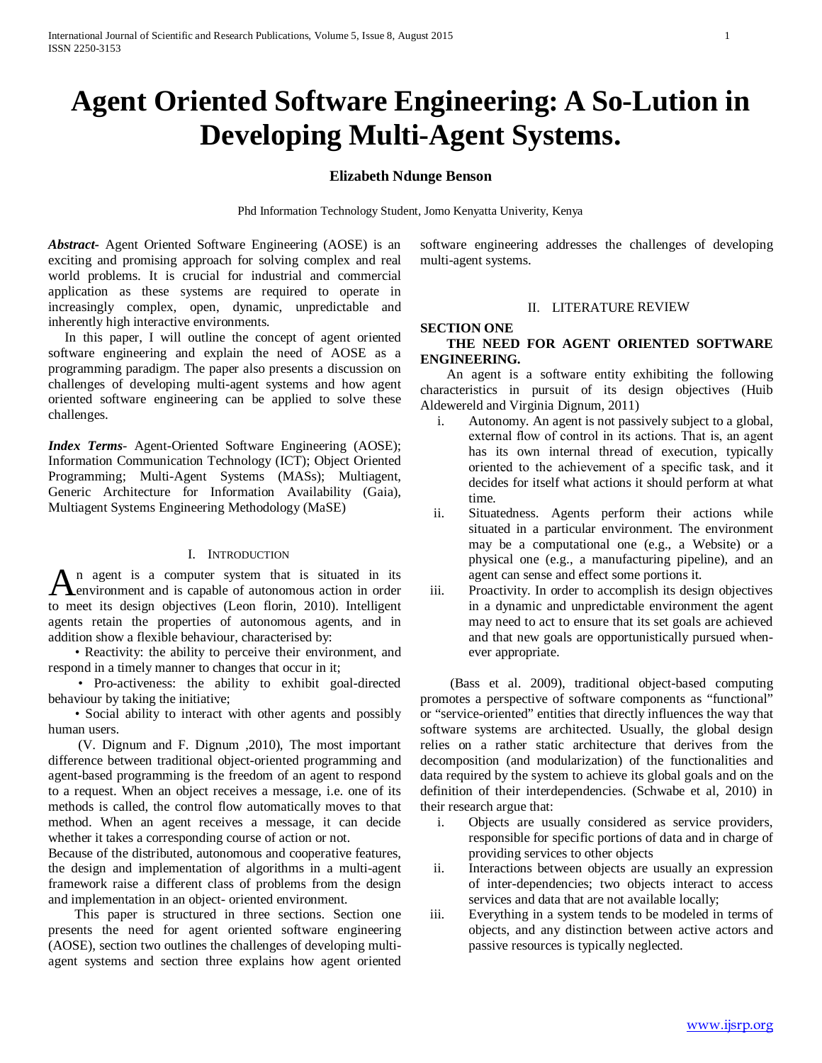# Agent Oriented Software Engineering: A So-Lution in Developing Multi-Agent Systems.

**Elizabeth Ndunge Benson**

Phd Information Technology Student, Jomo Kenyatta Univeristy, Kenya

***Abstract***- Agent Oriented Software Engineering (AOSE) is an exciting and promising approach for solving complex and real world problems. It is crucial for industrial and commercial application as these systems are required to operate in increasingly complex, open, dynamic, unpredictable and inherently high interactive environments.

In this paper, I will outline the concept of agent oriented software engineering and explain the need of AOSE as a programming paradigm. The paper also presents a discussion on challenges of developing multi-agent systems and how agent oriented software engineering can be applied to solve these challenges.

***Index Terms***- Agent-Oriented Software Engineering (AOSE); Information Communication Technology (ICT); Object Oriented Programming; Multi-Agent Systems (MASs); Multiagent, Generic Architecture for Information Availability (Gaia), Multiagent Systems Engineering Methodology (MaSE)

## I. Introduction

An agent is a computer system that is situated in its environment and is capable of autonomous action in order to meet its design objectives (Leon florin, 2010). Intelligent agents retain the properties of autonomous agents, and in addition show a flexible behaviour, characterised by:

- Reactivity: the ability to perceive their environment, and respond in a timely manner to changes that occur in it;
- Pro-activeness: the ability to exhibit goal-directed behaviour by taking the initiative;
- Social ability to interact with other agents and possibly human users.

(V. Dignum and F. Dignum ,2010), The most important difference between traditional object-oriented programming and agent-based programming is the freedom of an agent to respond to a request. When an object receives a message, i.e. one of its methods is called, the control flow automatically moves to that method. When an agent receives a message, it can decide whether it takes a corresponding course of action or not.

Because of the distributed, autonomous and cooperative features, the design and implementation of algorithms in a multi-agent framework raise a different class of problems from the design and implementation in an object- oriented environment.

This paper is structured in three sections. Section one presents the need for agent oriented software engineering (AOSE), section two outlines the challenges of developing multi-agent systems and section three explains how agent oriented software engineering addresses the challenges of developing multi-agent systems.

## II. Literature Review

### SECTION ONE

#### THE NEED FOR AGENT ORIENTED SOFTWARE ENGINEERING.

An agent is a software entity exhibiting the following characteristics in pursuit of its design objectives (Huib Aldewereld and Virginia Dignum, 2011)

i. Autonomy. An agent is not passively subject to a global, external flow of control in its actions. That is, an agent has its own internal thread of execution, typically oriented to the achievement of a specific task, and it decides for itself what actions it should perform at what time.

ii. Situatedness. Agents perform their actions while situated in a particular environment. The environment may be a computational one (e.g., a Website) or a physical one (e.g., a manufacturing pipeline), and an agent can sense and effect some portions it.

iii. Proactivity. In order to accomplish its design objectives in a dynamic and unpredictable environment the agent may need to act to ensure that its set goals are achieved and that new goals are opportunistically pursued whenever appropriate.

(Bass et al. 2009), traditional object-based computing promotes a perspective of software components as "functional" or "service-oriented" entities that directly influences the way that software systems are architected. Usually, the global design relies on a rather static architecture that derives from the decomposition (and modularization) of the functionalities and data required by the system to achieve its global goals and on the definition of their interdependencies. (Schwabe et al, 2010) in their research argue that:

i. Objects are usually considered as service providers, responsible for specific portions of data and in charge of providing services to other objects

ii. Interactions between objects are usually an expression of inter-dependencies; two objects interact to access services and data that are not available locally;

iii. Everything in a system tends to be modeled in terms of objects, and any distinction between active actors and passive resources is typically neglected.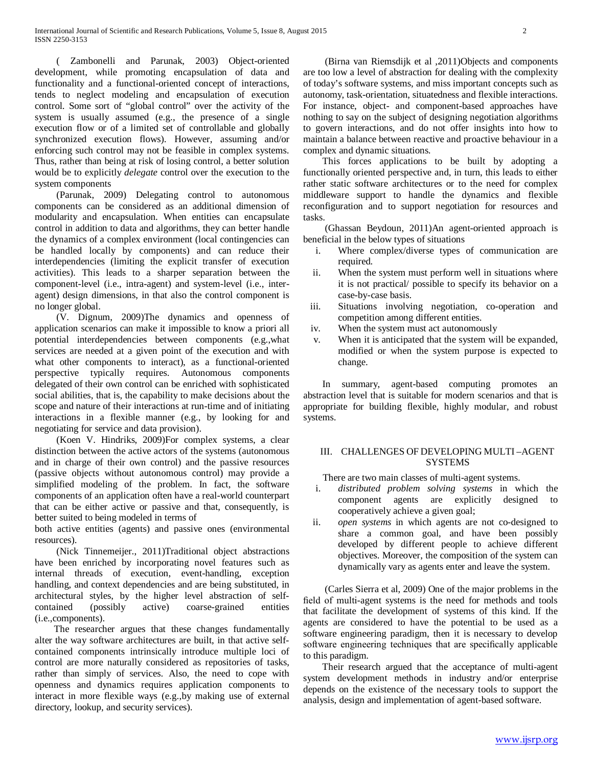( Zambonelli and Parunak, 2003) Object-oriented development, while promoting encapsulation of data and functionality and a functional-oriented concept of interactions, tends to neglect modeling and encapsulation of execution control. Some sort of "global control" over the activity of the system is usually assumed (e.g., the presence of a single execution flow or of a limited set of controllable and globally synchronized execution flows). However, assuming and/or enforcing such control may not be feasible in complex systems. Thus, rather than being at risk of losing control, a better solution would be to explicitly *delegate* control over the execution to the system components

(Parunak, 2009) Delegating control to autonomous components can be considered as an additional dimension of modularity and encapsulation. When entities can encapsulate control in addition to data and algorithms, they can better handle the dynamics of a complex environment (local contingencies can be handled locally by components) and can reduce their interdependencies (limiting the explicit transfer of execution activities). This leads to a sharper separation between the component-level (i.e., intra-agent) and system-level (i.e., inter-agent) design dimensions, in that also the control component is no longer global.

(V. Dignum, 2009)The dynamics and openness of application scenarios can make it impossible to know a priori all potential interdependencies between components (e.g.,what services are needed at a given point of the execution and with what other components to interact), as a functional-oriented perspective typically requires. Autonomous components delegated of their own control can be enriched with sophisticated social abilities, that is, the capability to make decisions about the scope and nature of their interactions at run-time and of initiating interactions in a flexible manner (e.g., by looking for and negotiating for service and data provision).

(Koen V. Hindriks, 2009)For complex systems, a clear distinction between the active actors of the systems (autonomous and in charge of their own control) and the passive resources (passive objects without autonomous control) may provide a simplified modeling of the problem. In fact, the software components of an application often have a real-world counterpart that can be either active or passive and that, consequently, is better suited to being modeled in terms of both active entities (agents) and passive ones (environmental resources).

(Nick Tinnemeijer., 2011)Traditional object abstractions have been enriched by incorporating novel features such as internal threads of execution, event-handling, exception handling, and context dependencies and are being substituted, in architectural styles, by the higher level abstraction of self-contained (possibly active) coarse-grained entities (i.e.,components).

The researcher argues that these changes fundamentally alter the way software architectures are built, in that active self-contained components intrinsically introduce multiple loci of control are more naturally considered as repositories of tasks, rather than simply of services. Also, the need to cope with openness and dynamics requires application components to interact in more flexible ways (e.g.,by making use of external directory, lookup, and security services).

(Birna van Riemsdijk et al ,2011)Objects and components are too low a level of abstraction for dealing with the complexity of today's software systems, and miss important concepts such as autonomy, task-orientation, situatedness and flexible interactions. For instance, object- and component-based approaches have nothing to say on the subject of designing negotiation algorithms to govern interactions, and do not offer insights into how to maintain a balance between reactive and proactive behaviour in a complex and dynamic situations.

This forces applications to be built by adopting a functionally oriented perspective and, in turn, this leads to either rather static software architectures or to the need for complex middleware support to handle the dynamics and flexible reconfiguration and to support negotiation for resources and tasks.

(Ghassan Beydoun, 2011)An agent-oriented approach is beneficial in the below types of situations

i. Where complex/diverse types of communication are required.
ii. When the system must perform well in situations where it is not practical/ possible to specify its behavior on a case-by-case basis.
iii. Situations involving negotiation, co-operation and competition among different entities.
iv. When the system must act autonomously
v. When it is anticipated that the system will be expanded, modified or when the system purpose is expected to change.

In summary, agent-based computing promotes an abstraction level that is suitable for modern scenarios and that is appropriate for building flexible, highly modular, and robust systems.

## III. CHALLENGES OF DEVELOPING MULTI –AGENT SYSTEMS

There are two main classes of multi-agent systems.

i. *distributed problem solving systems* in which the component agents are explicitly designed to cooperatively achieve a given goal;
ii. *open systems* in which agents are not co-designed to share a common goal, and have been possibly developed by different people to achieve different objectives. Moreover, the composition of the system can dynamically vary as agents enter and leave the system.

(Carles Sierra et al, 2009) One of the major problems in the field of multi-agent systems is the need for methods and tools that facilitate the development of systems of this kind. If the agents are considered to have the potential to be used as a software engineering paradigm, then it is necessary to develop software engineering techniques that are specifically applicable to this paradigm.

Their research argued that the acceptance of multi-agent system development methods in industry and/or enterprise depends on the existence of the necessary tools to support the analysis, design and implementation of agent-based software.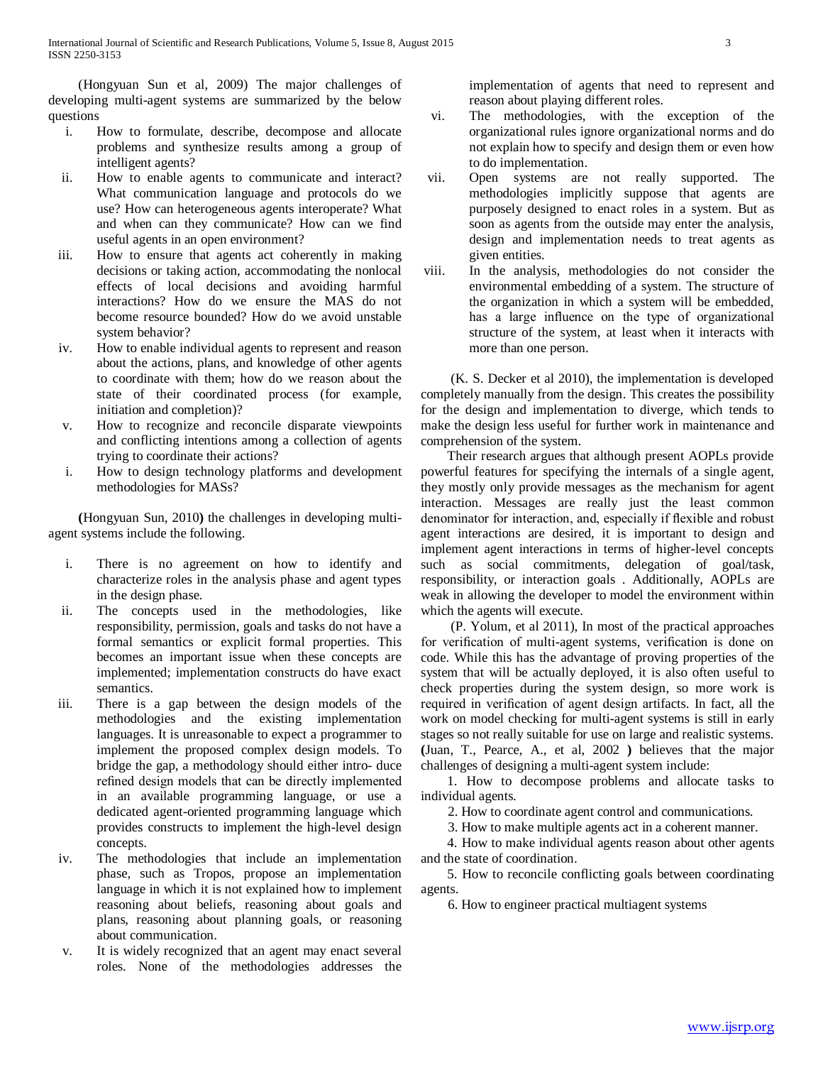(Hongyuan Sun et al, 2009) The major challenges of developing multi-agent systems are summarized by the below questions

i. How to formulate, describe, decompose and allocate problems and synthesize results among a group of intelligent agents?
ii. How to enable agents to communicate and interact? What communication language and protocols do we use? How can heterogeneous agents interoperate? What and when can they communicate? How can we find useful agents in an open environment?
iii. How to ensure that agents act coherently in making decisions or taking action, accommodating the nonlocal effects of local decisions and avoiding harmful interactions? How do we ensure the MAS do not become resource bounded? How do we avoid unstable system behavior?
iv. How to enable individual agents to represent and reason about the actions, plans, and knowledge of other agents to coordinate with them; how do we reason about the state of their coordinated process (for example, initiation and completion)?
v. How to recognize and reconcile disparate viewpoints and conflicting intentions among a collection of agents trying to coordinate their actions?
i. How to design technology platforms and development methodologies for MASs?

**(**Hongyuan Sun, 2010**)** the challenges in developing multi-agent systems include the following.

i. There is no agreement on how to identify and characterize roles in the analysis phase and agent types in the design phase.
ii. The concepts used in the methodologies, like responsibility, permission, goals and tasks do not have a formal semantics or explicit formal properties. This becomes an important issue when these concepts are implemented; implementation constructs do have exact semantics.
iii. There is a gap between the design models of the methodologies and the existing implementation languages. It is unreasonable to expect a programmer to implement the proposed complex design models. To bridge the gap, a methodology should either intro- duce refined design models that can be directly implemented in an available programming language, or use a dedicated agent-oriented programming language which provides constructs to implement the high-level design concepts.
iv. The methodologies that include an implementation phase, such as Tropos, propose an implementation language in which it is not explained how to implement reasoning about beliefs, reasoning about goals and plans, reasoning about planning goals, or reasoning about communication.
v. It is widely recognized that an agent may enact several roles. None of the methodologies addresses the implementation of agents that need to represent and reason about playing different roles.
vi. The methodologies, with the exception of the organizational rules ignore organizational norms and do not explain how to specify and design them or even how to do implementation.
vii. Open systems are not really supported. The methodologies implicitly suppose that agents are purposely designed to enact roles in a system. But as soon as agents from the outside may enter the analysis, design and implementation needs to treat agents as given entities.
viii. In the analysis, methodologies do not consider the environmental embedding of a system. The structure of the organization in which a system will be embedded, has a large influence on the type of organizational structure of the system, at least when it interacts with more than one person.

(K. S. Decker et al 2010), the implementation is developed completely manually from the design. This creates the possibility for the design and implementation to diverge, which tends to make the design less useful for further work in maintenance and comprehension of the system.

Their research argues that although present AOPLs provide powerful features for specifying the internals of a single agent, they mostly only provide messages as the mechanism for agent interaction. Messages are really just the least common denominator for interaction, and, especially if flexible and robust agent interactions are desired, it is important to design and implement agent interactions in terms of higher-level concepts such as social commitments, delegation of goal/task, responsibility, or interaction goals . Additionally, AOPLs are weak in allowing the developer to model the environment within which the agents will execute.

(P. Yolum, et al 2011), In most of the practical approaches for verification of multi-agent systems, verification is done on code. While this has the advantage of proving properties of the system that will be actually deployed, it is also often useful to check properties during the system design, so more work is required in verification of agent design artifacts. In fact, all the work on model checking for multi-agent systems is still in early stages so not really suitable for use on large and realistic systems. **(**Juan, T., Pearce, A., et al, 2002 **)** believes that the major challenges of designing a multi-agent system include:

1. How to decompose problems and allocate tasks to individual agents.
2. How to coordinate agent control and communications.
3. How to make multiple agents act in a coherent manner.
4. How to make individual agents reason about other agents and the state of coordination.
5. How to reconcile conflicting goals between coordinating agents.
6. How to engineer practical multiagent systems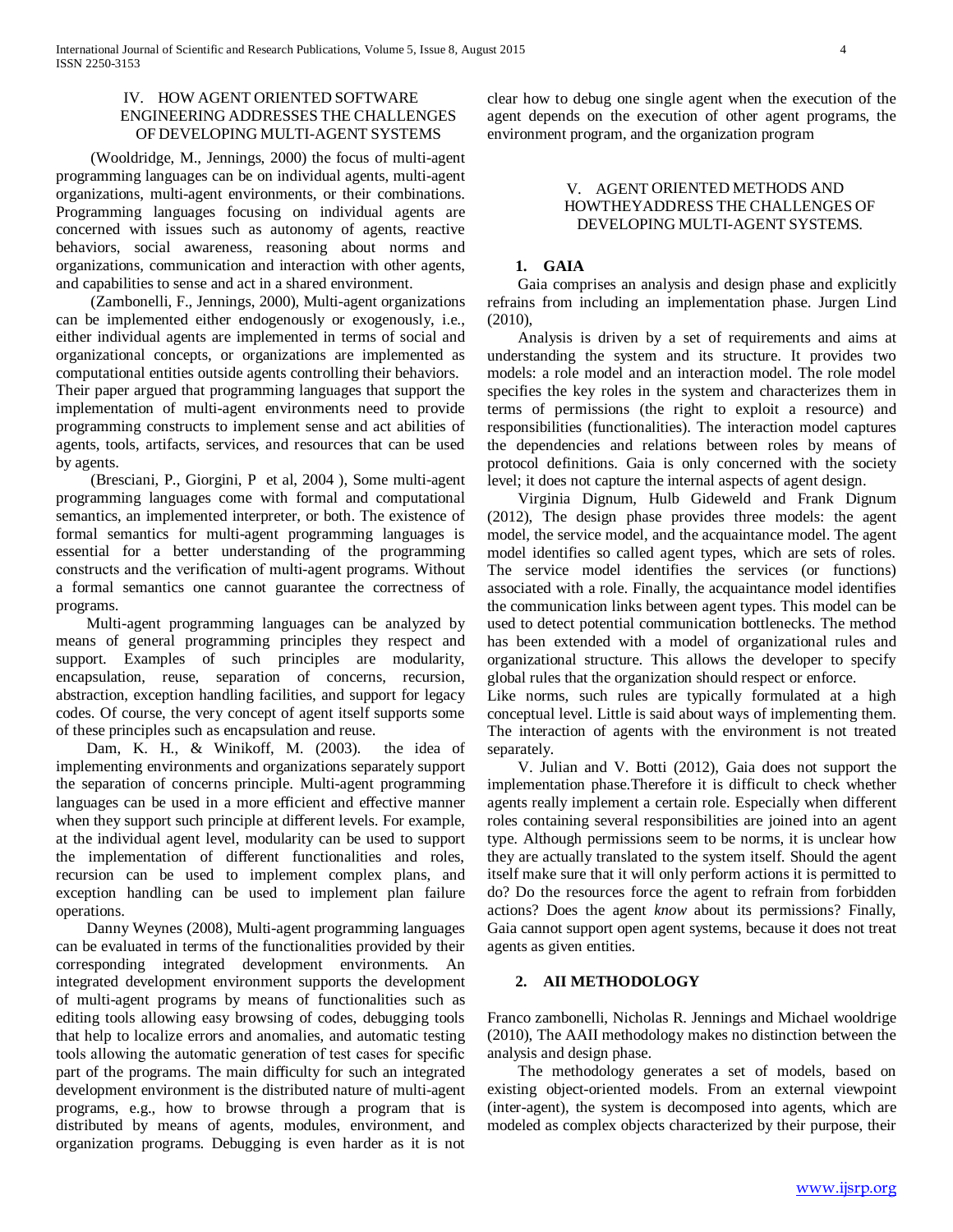## IV. HOW AGENT ORIENTED SOFTWARE ENGINEERING ADDRESSES THE CHALLENGES OF DEVELOPING MULTI-AGENT SYSTEMS

(Wooldridge, M., Jennings, 2000) the focus of multi-agent programming languages can be on individual agents, multi-agent organizations, multi-agent environments, or their combinations. Programming languages focusing on individual agents are concerned with issues such as autonomy of agents, reactive behaviors, social awareness, reasoning about norms and organizations, communication and interaction with other agents, and capabilities to sense and act in a shared environment.

(Zambonelli, F., Jennings, 2000), Multi-agent organizations can be implemented either endogenously or exogenously, i.e., either individual agents are implemented in terms of social and organizational concepts, or organizations are implemented as computational entities outside agents controlling their behaviors. Their paper argued that programming languages that support the implementation of multi-agent environments need to provide programming constructs to implement sense and act abilities of agents, tools, artifacts, services, and resources that can be used by agents.

(Bresciani, P., Giorgini, P et al, 2004 ), Some multi-agent programming languages come with formal and computational semantics, an implemented interpreter, or both. The existence of formal semantics for multi-agent programming languages is essential for a better understanding of the programming constructs and the verification of multi-agent programs. Without a formal semantics one cannot guarantee the correctness of programs.

Multi-agent programming languages can be analyzed by means of general programming principles they respect and support. Examples of such principles are modularity, encapsulation, reuse, separation of concerns, recursion, abstraction, exception handling facilities, and support for legacy codes. Of course, the very concept of agent itself supports some of these principles such as encapsulation and reuse.

Dam, K. H., & Winikoff, M. (2003). the idea of implementing environments and organizations separately support the separation of concerns principle. Multi-agent programming languages can be used in a more efficient and effective manner when they support such principle at different levels. For example, at the individual agent level, modularity can be used to support the implementation of different functionalities and roles, recursion can be used to implement complex plans, and exception handling can be used to implement plan failure operations.

Danny Weynes (2008), Multi-agent programming languages can be evaluated in terms of the functionalities provided by their corresponding integrated development environments. An integrated development environment supports the development of multi-agent programs by means of functionalities such as editing tools allowing easy browsing of codes, debugging tools that help to localize errors and anomalies, and automatic testing tools allowing the automatic generation of test cases for specific part of the programs. The main difficulty for such an integrated development environment is the distributed nature of multi-agent programs, e.g., how to browse through a program that is distributed by means of agents, modules, environment, and organization programs. Debugging is even harder as it is not clear how to debug one single agent when the execution of the agent depends on the execution of other agent programs, the environment program, and the organization program

## V. AGENT ORIENTED METHODS AND HOWTHEYADDRESS THE CHALLENGES OF DEVELOPING MULTI-AGENT SYSTEMS.

### 1. GAIA

Gaia comprises an analysis and design phase and explicitly refrains from including an implementation phase. Jurgen Lind (2010),

Analysis is driven by a set of requirements and aims at understanding the system and its structure. It provides two models: a role model and an interaction model. The role model specifies the key roles in the system and characterizes them in terms of permissions (the right to exploit a resource) and responsibilities (functionalities). The interaction model captures the dependencies and relations between roles by means of protocol definitions. Gaia is only concerned with the society level; it does not capture the internal aspects of agent design.

Virginia Dignum, Hulb Gideweld and Frank Dignum (2012), The design phase provides three models: the agent model, the service model, and the acquaintance model. The agent model identifies so called agent types, which are sets of roles. The service model identifies the services (or functions) associated with a role. Finally, the acquaintance model identifies the communication links between agent types. This model can be used to detect potential communication bottlenecks. The method has been extended with a model of organizational rules and organizational structure. This allows the developer to specify global rules that the organization should respect or enforce.
Like norms, such rules are typically formulated at a high conceptual level. Little is said about ways of implementing them. The interaction of agents with the environment is not treated separately.

V. Julian and V. Botti (2012), Gaia does not support the implementation phase.Therefore it is difficult to check whether agents really implement a certain role. Especially when different roles containing several responsibilities are joined into an agent type. Although permissions seem to be norms, it is unclear how they are actually translated to the system itself. Should the agent itself make sure that it will only perform actions it is permitted to do? Do the resources force the agent to refrain from forbidden actions? Does the agent *know* about its permissions? Finally, Gaia cannot support open agent systems, because it does not treat agents as given entities.

### 2. AII METHODOLOGY

Franco zambonelli, Nicholas R. Jennings and Michael wooldrige (2010), The AAII methodology makes no distinction between the analysis and design phase.

The methodology generates a set of models, based on existing object-oriented models. From an external viewpoint (inter-agent), the system is decomposed into agents, which are modeled as complex objects characterized by their purpose, their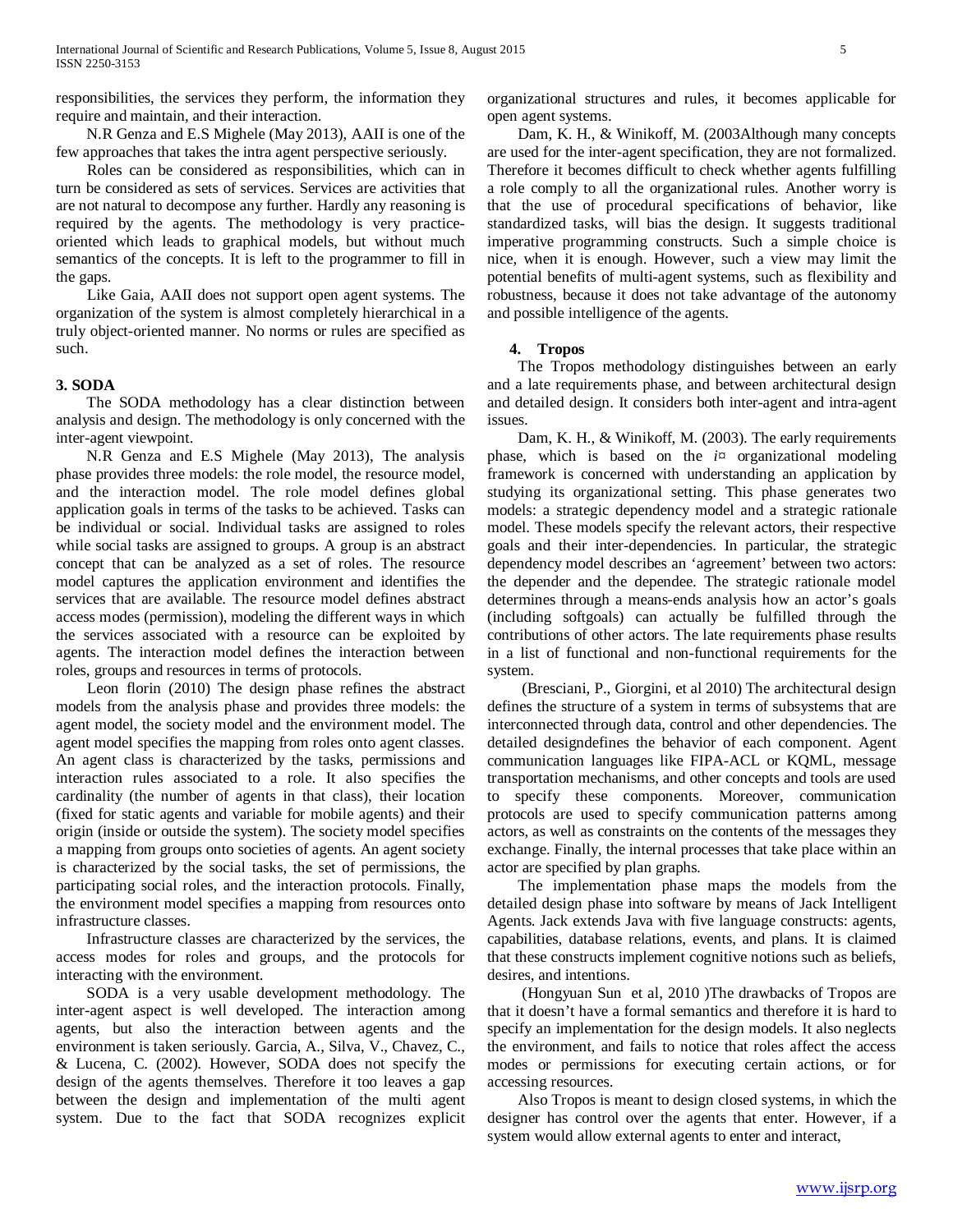responsibilities, the services they perform, the information they require and maintain, and their interaction.

N.R Genza and E.S Mighele (May 2013), AAII is one of the few approaches that takes the intra agent perspective seriously.

Roles can be considered as responsibilities, which can in turn be considered as sets of services. Services are activities that are not natural to decompose any further. Hardly any reasoning is required by the agents. The methodology is very practice-oriented which leads to graphical models, but without much semantics of the concepts. It is left to the programmer to fill in the gaps.

Like Gaia, AAII does not support open agent systems. The organization of the system is almost completely hierarchical in a truly object-oriented manner. No norms or rules are specified as such.

### 3. SODA

The SODA methodology has a clear distinction between analysis and design. The methodology is only concerned with the inter-agent viewpoint.

N.R Genza and E.S Mighele (May 2013), The analysis phase provides three models: the role model, the resource model, and the interaction model. The role model defines global application goals in terms of the tasks to be achieved. Tasks can be individual or social. Individual tasks are assigned to roles while social tasks are assigned to groups. A group is an abstract concept that can be analyzed as a set of roles. The resource model captures the application environment and identifies the services that are available. The resource model defines abstract access modes (permission), modeling the different ways in which the services associated with a resource can be exploited by agents. The interaction model defines the interaction between roles, groups and resources in terms of protocols.

Leon florin (2010) The design phase refines the abstract models from the analysis phase and provides three models: the agent model, the society model and the environment model. The agent model specifies the mapping from roles onto agent classes. An agent class is characterized by the tasks, permissions and interaction rules associated to a role. It also specifies the cardinality (the number of agents in that class), their location (fixed for static agents and variable for mobile agents) and their origin (inside or outside the system). The society model specifies a mapping from groups onto societies of agents. An agent society is characterized by the social tasks, the set of permissions, the participating social roles, and the interaction protocols. Finally, the environment model specifies a mapping from resources onto infrastructure classes.

Infrastructure classes are characterized by the services, the access modes for roles and groups, and the protocols for interacting with the environment.

SODA is a very usable development methodology. The inter-agent aspect is well developed. The interaction among agents, but also the interaction between agents and the environment is taken seriously. Garcia, A., Silva, V., Chavez, C., & Lucena, C. (2002). However, SODA does not specify the design of the agents themselves. Therefore it too leaves a gap between the design and implementation of the multi agent system. Due to the fact that SODA recognizes explicit organizational structures and rules, it becomes applicable for open agent systems.

Dam, K. H., & Winikoff, M. (2003Although many concepts are used for the inter-agent specification, they are not formalized. Therefore it becomes difficult to check whether agents fulfilling a role comply to all the organizational rules. Another worry is that the use of procedural specifications of behavior, like standardized tasks, will bias the design. It suggests traditional imperative programming constructs. Such a simple choice is nice, when it is enough. However, such a view may limit the potential benefits of multi-agent systems, such as flexibility and robustness, because it does not take advantage of the autonomy and possible intelligence of the agents.

### 4. Tropos

The Tropos methodology distinguishes between an early and a late requirements phase, and between architectural design and detailed design. It considers both inter-agent and intra-agent issues.

Dam, K. H., & Winikoff, M. (2003). The early requirements phase, which is based on the *i*¤ organizational modeling framework is concerned with understanding an application by studying its organizational setting. This phase generates two models: a strategic dependency model and a strategic rationale model. These models specify the relevant actors, their respective goals and their inter-dependencies. In particular, the strategic dependency model describes an 'agreement' between two actors: the depender and the dependee. The strategic rationale model determines through a means-ends analysis how an actor's goals (including softgoals) can actually be fulfilled through the contributions of other actors. The late requirements phase results in a list of functional and non-functional requirements for the system.

(Bresciani, P., Giorgini, et al 2010) The architectural design defines the structure of a system in terms of subsystems that are interconnected through data, control and other dependencies. The detailed designdefines the behavior of each component. Agent communication languages like FIPA-ACL or KQML, message transportation mechanisms, and other concepts and tools are used to specify these components. Moreover, communication protocols are used to specify communication patterns among actors, as well as constraints on the contents of the messages they exchange. Finally, the internal processes that take place within an actor are specified by plan graphs.

The implementation phase maps the models from the detailed design phase into software by means of Jack Intelligent Agents. Jack extends Java with five language constructs: agents, capabilities, database relations, events, and plans. It is claimed that these constructs implement cognitive notions such as beliefs, desires, and intentions.

(Hongyuan Sun et al, 2010 )The drawbacks of Tropos are that it doesn't have a formal semantics and therefore it is hard to specify an implementation for the design models. It also neglects the environment, and fails to notice that roles affect the access modes or permissions for executing certain actions, or for accessing resources.

Also Tropos is meant to design closed systems, in which the designer has control over the agents that enter. However, if a system would allow external agents to enter and interact,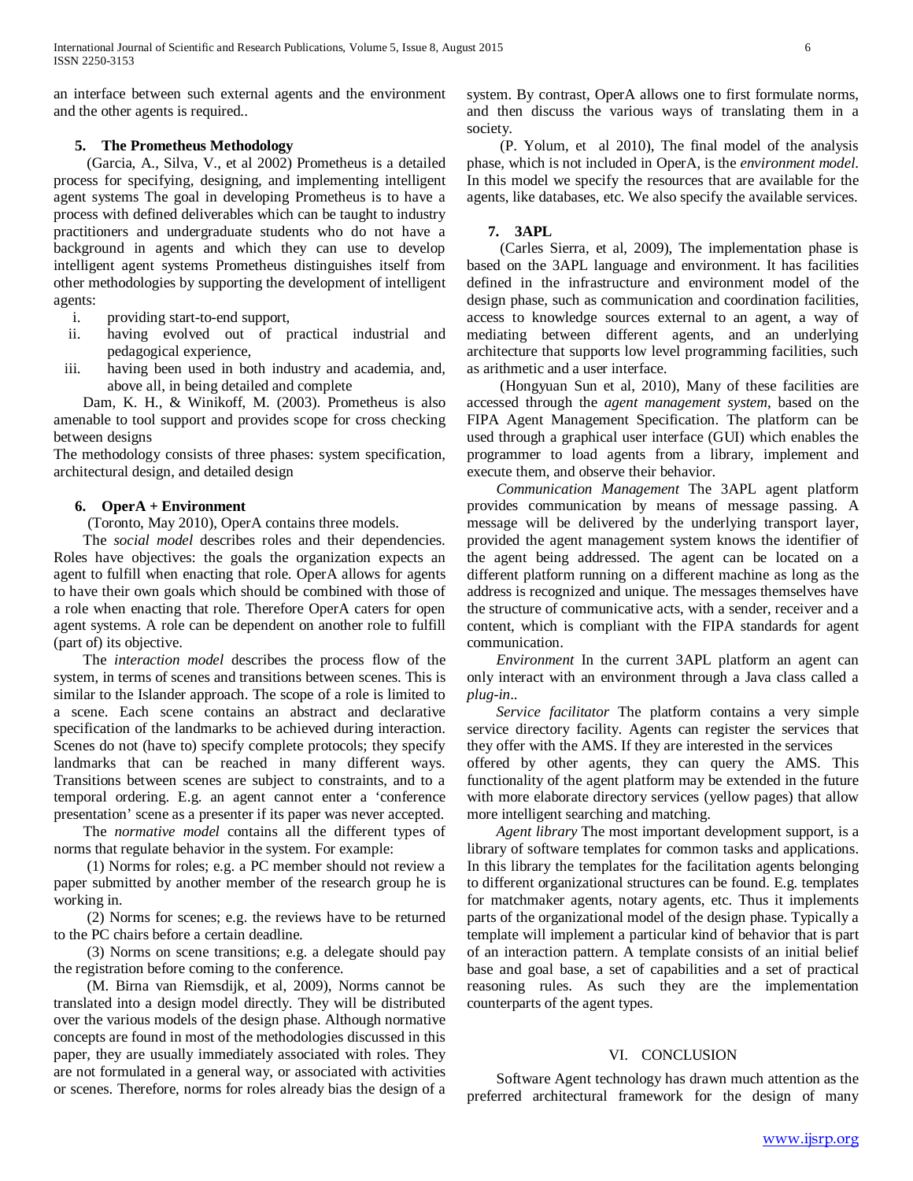an interface between such external agents and the environment and the other agents is required..

### 5. The Prometheus Methodology

(Garcia, A., Silva, V., et al 2002) Prometheus is a detailed process for specifying, designing, and implementing intelligent agent systems The goal in developing Prometheus is to have a process with defined deliverables which can be taught to industry practitioners and undergraduate students who do not have a background in agents and which they can use to develop intelligent agent systems Prometheus distinguishes itself from other methodologies by supporting the development of intelligent agents:

i. providing start-to-end support,
ii. having evolved out of practical industrial and pedagogical experience,
iii. having been used in both industry and academia, and, above all, in being detailed and complete

Dam, K. H., & Winikoff, M. (2003). Prometheus is also amenable to tool support and provides scope for cross checking between designs

The methodology consists of three phases: system specification, architectural design, and detailed design

### 6. OperA + Environment

(Toronto, May 2010), OperA contains three models.

The *social model* describes roles and their dependencies. Roles have objectives: the goals the organization expects an agent to fulfill when enacting that role. OperA allows for agents to have their own goals which should be combined with those of a role when enacting that role. Therefore OperA caters for open agent systems. A role can be dependent on another role to fulfill (part of) its objective.

The *interaction model* describes the process flow of the system, in terms of scenes and transitions between scenes. This is similar to the Islander approach. The scope of a role is limited to a scene. Each scene contains an abstract and declarative specification of the landmarks to be achieved during interaction. Scenes do not (have to) specify complete protocols; they specify landmarks that can be reached in many different ways. Transitions between scenes are subject to constraints, and to a temporal ordering. E.g. an agent cannot enter a 'conference presentation' scene as a presenter if its paper was never accepted.

The *normative model* contains all the different types of norms that regulate behavior in the system. For example:

(1) Norms for roles; e.g. a PC member should not review a paper submitted by another member of the research group he is working in.

(2) Norms for scenes; e.g. the reviews have to be returned to the PC chairs before a certain deadline.

(3) Norms on scene transitions; e.g. a delegate should pay the registration before coming to the conference.

(M. Birna van Riemsdijk, et al, 2009), Norms cannot be translated into a design model directly. They will be distributed over the various models of the design phase. Although normative concepts are found in most of the methodologies discussed in this paper, they are usually immediately associated with roles. They are not formulated in a general way, or associated with activities or scenes. Therefore, norms for roles already bias the design of a system. By contrast, OperA allows one to first formulate norms, and then discuss the various ways of translating them in a society.

(P. Yolum, et al 2010), The final model of the analysis phase, which is not included in OperA, is the *environment model*. In this model we specify the resources that are available for the agents, like databases, etc. We also specify the available services.

### 7. 3APL

(Carles Sierra, et al, 2009), The implementation phase is based on the 3APL language and environment. It has facilities defined in the infrastructure and environment model of the design phase, such as communication and coordination facilities, access to knowledge sources external to an agent, a way of mediating between different agents, and an underlying architecture that supports low level programming facilities, such as arithmetic and a user interface.

(Hongyuan Sun et al, 2010), Many of these facilities are accessed through the *agent management system*, based on the FIPA Agent Management Specification. The platform can be used through a graphical user interface (GUI) which enables the programmer to load agents from a library, implement and execute them, and observe their behavior.

*Communication Management* The 3APL agent platform provides communication by means of message passing. A message will be delivered by the underlying transport layer, provided the agent management system knows the identifier of the agent being addressed. The agent can be located on a different platform running on a different machine as long as the address is recognized and unique. The messages themselves have the structure of communicative acts, with a sender, receiver and a content, which is compliant with the FIPA standards for agent communication.

*Environment* In the current 3APL platform an agent can only interact with an environment through a Java class called a *plug-in*..

*Service facilitator* The platform contains a very simple service directory facility. Agents can register the services that they offer with the AMS. If they are interested in the services offered by other agents, they can query the AMS. This functionality of the agent platform may be extended in the future with more elaborate directory services (yellow pages) that allow more intelligent searching and matching.

*Agent library* The most important development support, is a library of software templates for common tasks and applications. In this library the templates for the facilitation agents belonging to different organizational structures can be found. E.g. templates for matchmaker agents, notary agents, etc. Thus it implements parts of the organizational model of the design phase. Typically a template will implement a particular kind of behavior that is part of an interaction pattern. A template consists of an initial belief base and goal base, a set of capabilities and a set of practical reasoning rules. As such they are the implementation counterparts of the agent types.

## VI. CONCLUSION

Software Agent technology has drawn much attention as the preferred architectural framework for the design of many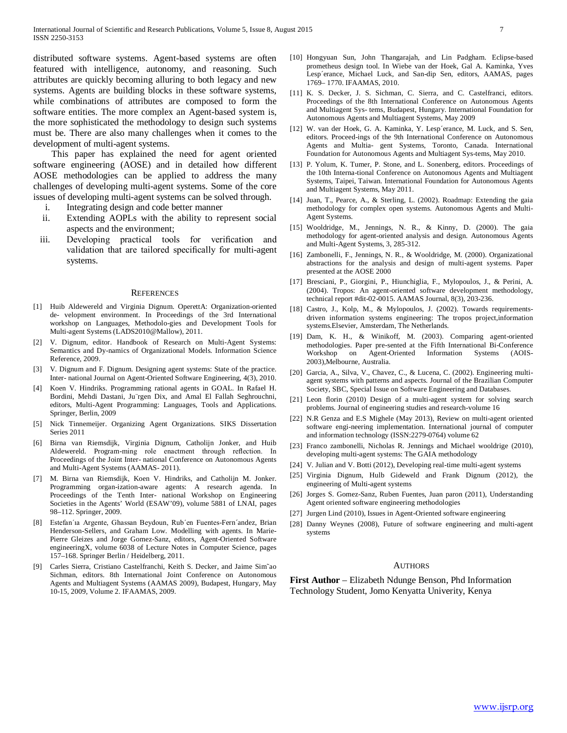distributed software systems. Agent-based systems are often featured with intelligence, autonomy, and reasoning. Such attributes are quickly becoming alluring to both legacy and new systems. Agents are building blocks in these software systems, while combinations of attributes are composed to form the software entities. The more complex an Agent-based system is, the more sophisticated the methodology to design such systems must be. There are also many challenges when it comes to the development of multi-agent systems.

This paper has explained the need for agent oriented software engineering (AOSE) and in detailed how different AOSE methodologies can be applied to address the many challenges of developing multi-agent systems. Some of the core issues of developing multi-agent systems can be solved through.

i. Integrating design and code better manner
ii. Extending AOPLs with the ability to represent social aspects and the environment;
iii. Developing practical tools for verification and validation that are tailored specifically for multi-agent systems.

## REFERENCES

[1] Huib Aldewereld and Virginia Dignum. OperettA: Organization-oriented de- velopment environment. In Proceedings of the 3rd International workshop on Languages, Methodolo-gies and Development Tools for Multi-agent Systems (LADS2010@Mallow), 2011.

[2] V. Dignum, editor. Handbook of Research on Multi-Agent Systems: Semantics and Dy-namics of Organizational Models. Information Science Reference, 2009.

[3] V. Dignum and F. Dignum. Designing agent systems: State of the practice. Inter- national Journal on Agent-Oriented Software Engineering, 4(3), 2010.

[4] Koen V. Hindriks. Programming rational agents in GOAL. In Rafael H. Bordini, Mehdi Dastani, Ju¨rgen Dix, and Amal El Fallah Seghrouchni, editors, Multi-Agent Programming: Languages, Tools and Applications. Springer, Berlin, 2009

[5] Nick Tinnemeijer. Organizing Agent Organizations. SIKS Dissertation Series 2011

[6] Birna van Riemsdijk, Virginia Dignum, Catholijn Jonker, and Huib Aldewereld. Program-ming role enactment through reflection. In Proceedings of the Joint Inter- national Conference on Autonomous Agents and Multi-Agent Systems (AAMAS- 2011).

[7] M. Birna van Riemsdijk, Koen V. Hindriks, and Catholijn M. Jonker. Programming organ-ization-aware agents: A research agenda. In Proceedings of the Tenth Inter- national Workshop on Engineering Societies in the Agents' World (ESAW'09), volume 5881 of LNAI, pages 98–112. Springer, 2009.

[8] Estefan´ıa Argente, Ghassan Beydoun, Rub´en Fuentes-Fern´andez, Brian Henderson-Sellers, and Graham Low. Modelling with agents. In Marie-Pierre Gleizes and Jorge Gomez-Sanz, editors, Agent-Oriented Software engineeringX, volume 6038 of Lecture Notes in Computer Science, pages 157–168. Springer Berlin / Heidelberg, 2011.

[9] Carles Sierra, Cristiano Castelfranchi, Keith S. Decker, and Jaime Sim˜ao Sichman, editors. 8th International Joint Conference on Autonomous Agents and Multiagent Systems (AAMAS 2009), Budapest, Hungary, May 10-15, 2009, Volume 2. IFAAMAS, 2009.

[10] Hongyuan Sun, John Thangarajah, and Lin Padgham. Eclipse-based prometheus design tool. In Wiebe van der Hoek, Gal A. Kaminka, Yves Lesp´erance, Michael Luck, and San-dip Sen, editors, AAMAS, pages 1769– 1770. IFAAMAS, 2010.

[11] K. S. Decker, J. S. Sichman, C. Sierra, and C. Castelfranci, editors. Proceedings of the 8th International Conference on Autonomous Agents and Multiagent Sys- tems, Budapest, Hungary. International Foundation for Autonomous Agents and Multiagent Systems, May 2009

[12] W. van der Hoek, G. A. Kaminka, Y. Lesp´erance, M. Luck, and S. Sen, editors. Proceed-ings of the 9th International Conference on Autonomous Agents and Multia- gent Systems, Toronto, Canada. International Foundation for Autonomous Agents and Multiagent Sys-tems, May 2010.

[13] P. Yolum, K. Tumer, P. Stone, and L. Sonenberg, editors. Proceedings of the 10th Interna-tional Conference on Autonomous Agents and Multiagent Systems, Taipei, Taiwan. International Foundation for Autonomous Agents and Multiagent Systems, May 2011.

[14] Juan, T., Pearce, A., & Sterling, L. (2002). Roadmap: Extending the gaia methodology for complex open systems. Autonomous Agents and Multi-Agent Systems.

[15] Wooldridge, M., Jennings, N. R., & Kinny, D. (2000). The gaia methodology for agent-oriented analysis and design. Autonomous Agents and Multi-Agent Systems, 3, 285-312.

[16] Zambonelli, F., Jennings, N. R., & Wooldridge, M. (2000). Organizational abstractions for the analysis and design of multi-agent systems. Paper presented at the AOSE 2000

[17] Bresciani, P., Giorgini, P., Hiunchiglia, F., Mylopoulos, J., & Perini, A. (2004). Tropos: An agent-oriented software development methodology, technical report #dit-02-0015. AAMAS Journal, 8(3), 203-236.

[18] Castro, J., Kolp, M., & Mylopoulos, J. (2002). Towards requirements-driven information systems engineering: The tropos project,information systems.Elsevier, Amsterdam, The Netherlands.

[19] Dam, K. H., & Winikoff, M. (2003). Comparing agent-oriented methodologies. Paper pre-sented at the Fifth International Bi-Conference Workshop on Agent-Oriented Information Systems (AOIS-2003),Melbourne, Australia.

[20] Garcia, A., Silva, V., Chavez, C., & Lucena, C. (2002). Engineering multi-agent systems with patterns and aspects. Journal of the Brazilian Computer Society, SBC, Special Issue on Software Engineering and Databases.

[21] Leon florin (2010) Design of a multi-agent system for solving search problems. Journal of engineering studies and research-volume 16

[22] N.R Genza and E.S Mighele (May 2013), Review on multi-agent oriented software engi-neering implementation. International journal of computer and information technology (ISSN:2279-0764) volume 62

[23] Franco zambonelli, Nicholas R. Jennings and Michael wooldrige (2010), developing multi-agent systems: The GAIA methodology

[24] V. Julian and V. Botti (2012), Developing real-time multi-agent systems

[25] Virginia Dignum, Hulb Gideweld and Frank Dignum (2012), the engineering of Multi-agent systems

[26] Jorges S. Gomez-Sanz, Ruben Fuentes, Juan paron (2011), Understanding Agent oriented software engineering methodologies

[27] Jurgen Lind (2010), Issues in Agent-Oriented software engineering

[28] Danny Weynes (2008), Future of software engineering and multi-agent systems

## AUTHORS

**First Author** – Elizabeth Ndunge Benson, Phd Information Technology Student, Jomo Kenyatta Univerity, Kenya